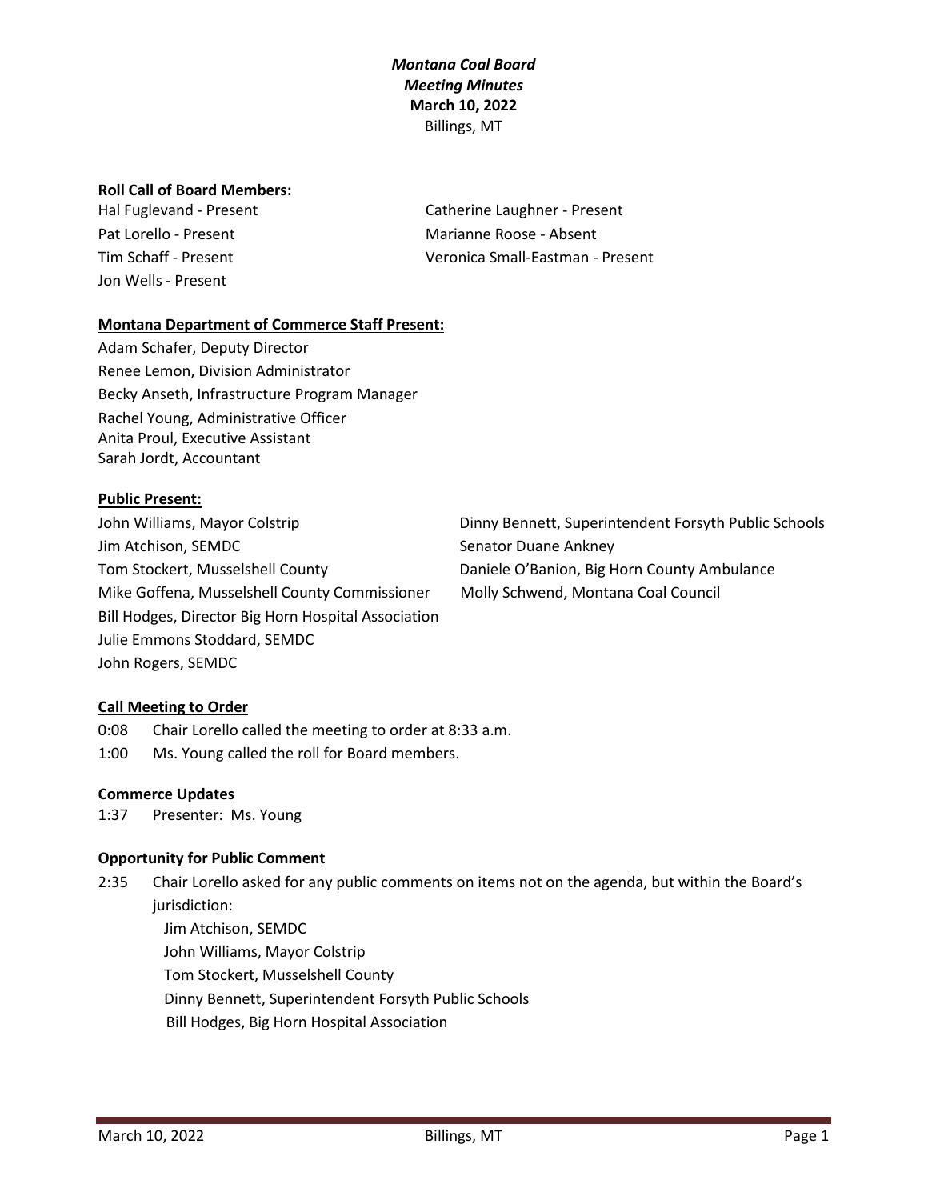***Montana Coal Board***
***Meeting Minutes***
**March 10, 2022**
Billings, MT

**Roll Call of Board Members:**

Hal Fuglevand - Present
Pat Lorello - Present
Tim Schaff - Present
Jon Wells - Present
Catherine Laughner - Present
Marianne Roose - Absent
Veronica Small-Eastman - Present

**Montana Department of Commerce Staff Present:**

Adam Schafer, Deputy Director
Renee Lemon, Division Administrator
Becky Anseth, Infrastructure Program Manager
Rachel Young, Administrative Officer
Anita Proul, Executive Assistant
Sarah Jordt, Accountant

**Public Present:**

John Williams, Mayor Colstrip
Jim Atchison, SEMDC
Tom Stockert, Musselshell County
Mike Goffena, Musselshell County Commissioner
Bill Hodges, Director Big Horn Hospital Association
Julie Emmons Stoddard, SEMDC
John Rogers, SEMDC
Dinny Bennett, Superintendent Forsyth Public Schools
Senator Duane Ankney
Daniele O'Banion, Big Horn County Ambulance
Molly Schwend, Montana Coal Council

**Call Meeting to Order**

0:08 Chair Lorello called the meeting to order at 8:33 a.m.
1:00 Ms. Young called the roll for Board members.

**Commerce Updates**

1:37 Presenter: Ms. Young

**Opportunity for Public Comment**

2:35 Chair Lorello asked for any public comments on items not on the agenda, but within the Board's jurisdiction:
Jim Atchison, SEMDC
John Williams, Mayor Colstrip
Tom Stockert, Musselshell County
Dinny Bennett, Superintendent Forsyth Public Schools
Bill Hodges, Big Horn Hospital Association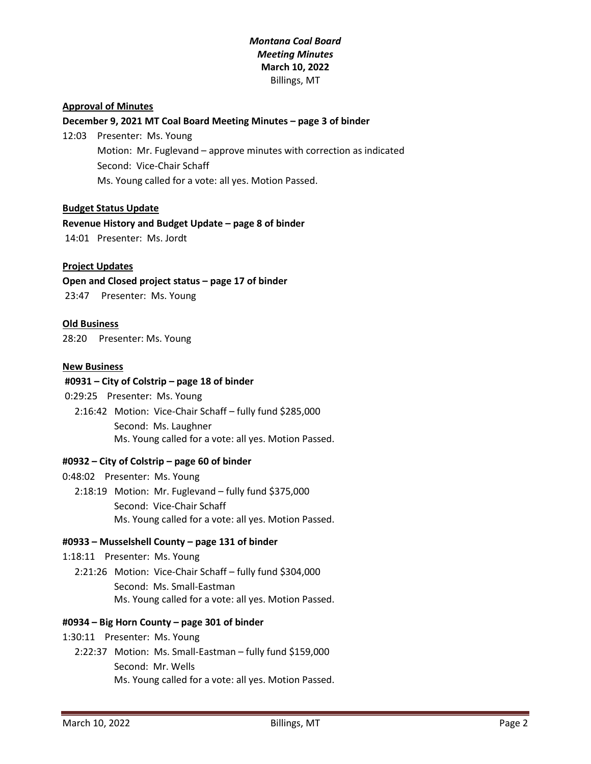*Montana Coal Board*
*Meeting Minutes*
**March 10, 2022**
Billings, MT

**Approval of Minutes**

**December 9, 2021 MT Coal Board Meeting Minutes – page 3 of binder**

12:03 Presenter: Ms. Young
Motion: Mr. Fuglevand – approve minutes with correction as indicated
Second: Vice-Chair Schaff
Ms. Young called for a vote: all yes. Motion Passed.

**Budget Status Update**

**Revenue History and Budget Update – page 8 of binder**

14:01 Presenter: Ms. Jordt

**Project Updates**

**Open and Closed project status – page 17 of binder**

23:47 Presenter: Ms. Young

**Old Business**

28:20 Presenter: Ms. Young

**New Business**

**#0931 – City of Colstrip – page 18 of binder**

0:29:25 Presenter: Ms. Young
2:16:42 Motion: Vice-Chair Schaff – fully fund $285,000
Second: Ms. Laughner
Ms. Young called for a vote: all yes. Motion Passed.

**#0932 – City of Colstrip – page 60 of binder**

0:48:02 Presenter: Ms. Young
2:18:19 Motion: Mr. Fuglevand – fully fund $375,000
Second: Vice-Chair Schaff
Ms. Young called for a vote: all yes. Motion Passed.

**#0933 – Musselshell County – page 131 of binder**

1:18:11 Presenter: Ms. Young
2:21:26 Motion: Vice-Chair Schaff – fully fund $304,000
Second: Ms. Small-Eastman
Ms. Young called for a vote: all yes. Motion Passed.

**#0934 – Big Horn County – page 301 of binder**

1:30:11 Presenter: Ms. Young
2:22:37 Motion: Ms. Small-Eastman – fully fund $159,000
Second: Mr. Wells
Ms. Young called for a vote: all yes. Motion Passed.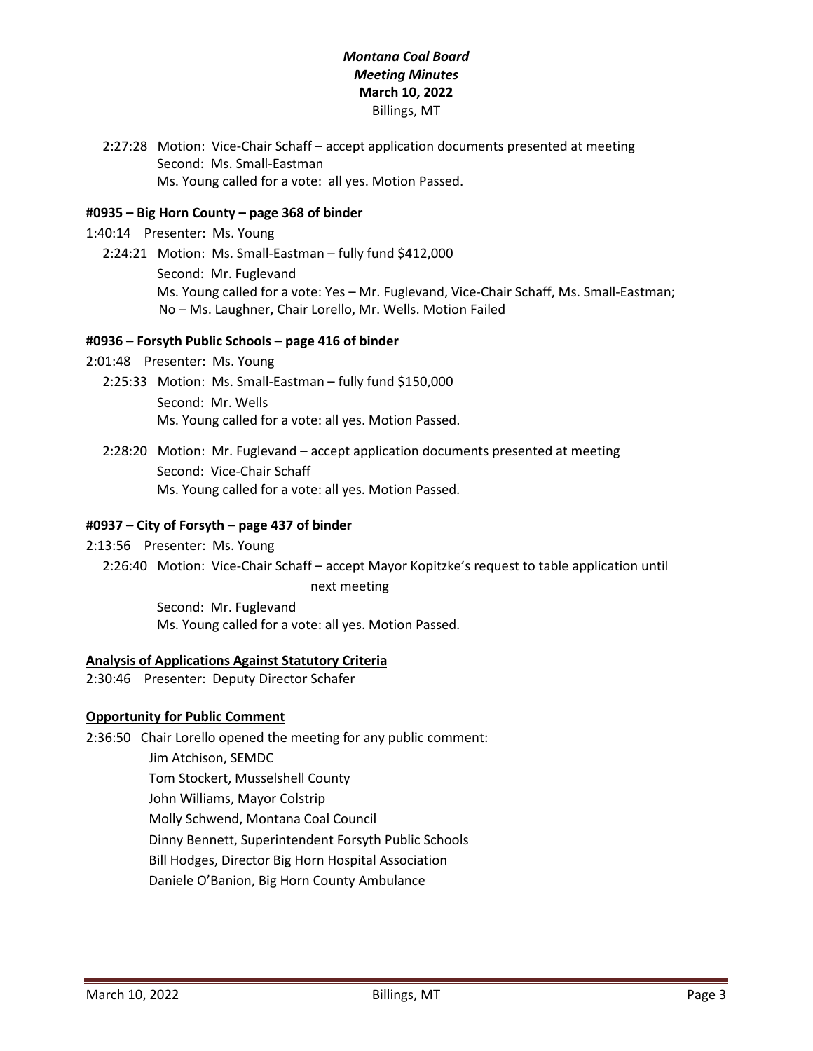*Montana Coal Board*
*Meeting Minutes*
**March 10, 2022**
Billings, MT

2:27:28 Motion: Vice-Chair Schaff – accept application documents presented at meeting
Second: Ms. Small-Eastman
Ms. Young called for a vote: all yes. Motion Passed.

**#0935 – Big Horn County – page 368 of binder**

1:40:14 Presenter: Ms. Young

2:24:21 Motion: Ms. Small-Eastman – fully fund $412,000
Second: Mr. Fuglevand
Ms. Young called for a vote: Yes – Mr. Fuglevand, Vice-Chair Schaff, Ms. Small-Eastman; No – Ms. Laughner, Chair Lorello, Mr. Wells. Motion Failed

**#0936 – Forsyth Public Schools – page 416 of binder**

2:01:48 Presenter: Ms. Young

2:25:33 Motion: Ms. Small-Eastman – fully fund $150,000
Second: Mr. Wells
Ms. Young called for a vote: all yes. Motion Passed.

2:28:20 Motion: Mr. Fuglevand – accept application documents presented at meeting
Second: Vice-Chair Schaff
Ms. Young called for a vote: all yes. Motion Passed.

**#0937 – City of Forsyth – page 437 of binder**

2:13:56 Presenter: Ms. Young

2:26:40 Motion: Vice-Chair Schaff – accept Mayor Kopitzke's request to table application until next meeting
Second: Mr. Fuglevand
Ms. Young called for a vote: all yes. Motion Passed.

**Analysis of Applications Against Statutory Criteria**

2:30:46 Presenter: Deputy Director Schafer

**Opportunity for Public Comment**

2:36:50 Chair Lorello opened the meeting for any public comment:

Jim Atchison, SEMDC
Tom Stockert, Musselshell County
John Williams, Mayor Colstrip
Molly Schwend, Montana Coal Council
Dinny Bennett, Superintendent Forsyth Public Schools
Bill Hodges, Director Big Horn Hospital Association
Daniele O'Banion, Big Horn County Ambulance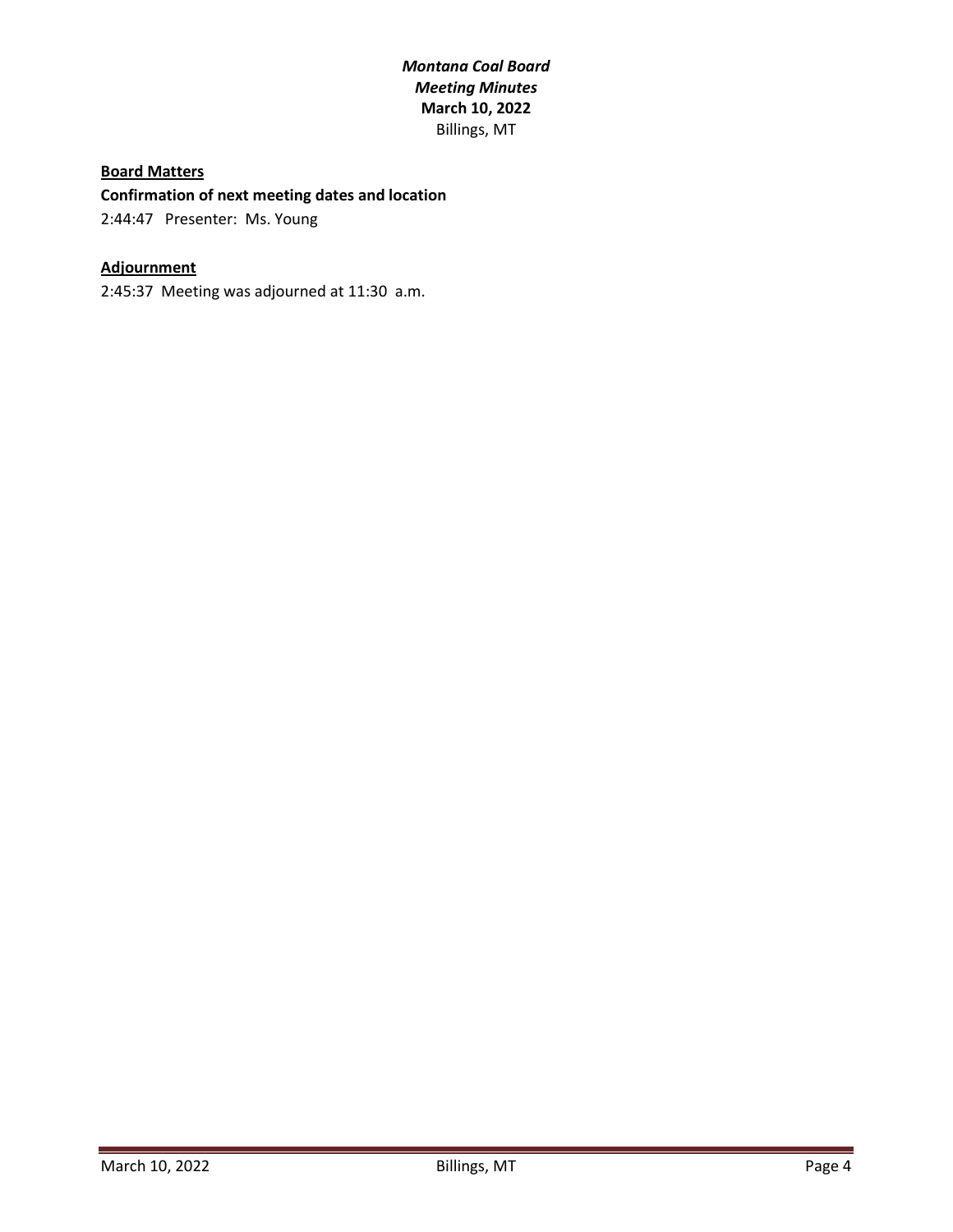**Board Matters**

**Confirmation of next meeting dates and location**

2:44:47 Presenter: Ms. Young

**Adjournment**

2:45:37 Meeting was adjourned at 11:30 a.m.